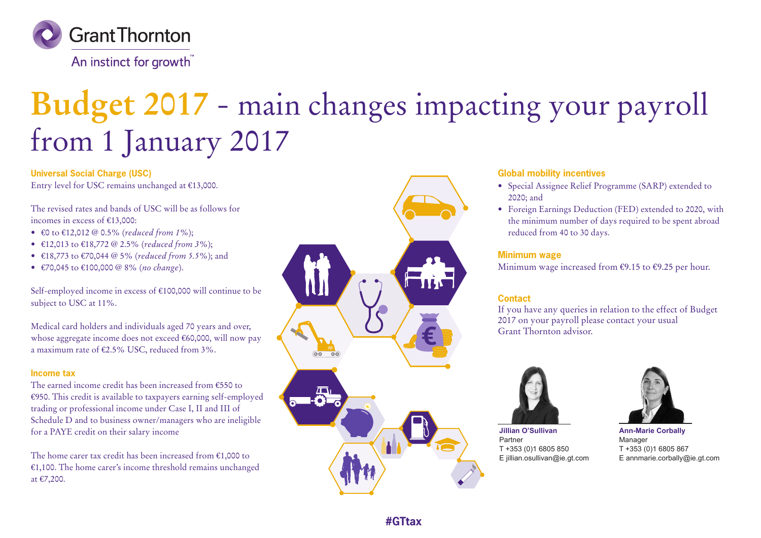Grant Thornton

An instinct for growth™

# Budget 2017 - main changes impacting your payroll from 1 January 2017

### Universal Social Charge (USC)

Entry level for USC remains unchanged at €13,000.

The revised rates and bands of USC will be as follows for incomes in excess of €13,000:

- €0 to €12,012 @ 0.5% (*reduced from 1%*);
- €12,013 to €18,772 @ 2.5% (*reduced from 3%*);
- €18,773 to €70,044 @ 5% (*reduced from 5.5%*); and
- €70,045 to €100,000 @ 8% (*no change*).

Self-employed income in excess of €100,000 will continue to be subject to USC at 11%.

Medical card holders and individuals aged 70 years and over, whose aggregate income does not exceed €60,000, will now pay a maximum rate of €2.5% USC, reduced from 3%.

### Income tax

The earned income credit has been increased from €550 to €950. This credit is available to taxpayers earning self-employed trading or professional income under Case I, II and III of Schedule D and to business owner/managers who are ineligible for a PAYE credit on their salary income

The home carer tax credit has been increased from €1,000 to €1,100. The home carer's income threshold remains unchanged at €7,200.

### Global mobility incentives

- Special Assignee Relief Programme (SARP) extended to 2020; and
- Foreign Earnings Deduction (FED) extended to 2020, with the minimum number of days required to be spent abroad reduced from 40 to 30 days.

### Minimum wage

Minimum wage increased from €9.15 to €9.25 per hour.

### Contact

If you have any queries in relation to the effect of Budget 2017 on your payroll please contact your usual Grant Thornton advisor.

**Jillian O'Sullivan**
Partner
T +353 (0)1 6805 850
E jillian.osullivan@ie.gt.com

**Ann-Marie Corbally**
Manager
T +353 (0)1 6805 867
E annmarie.corbally@ie.gt.com

#GTtax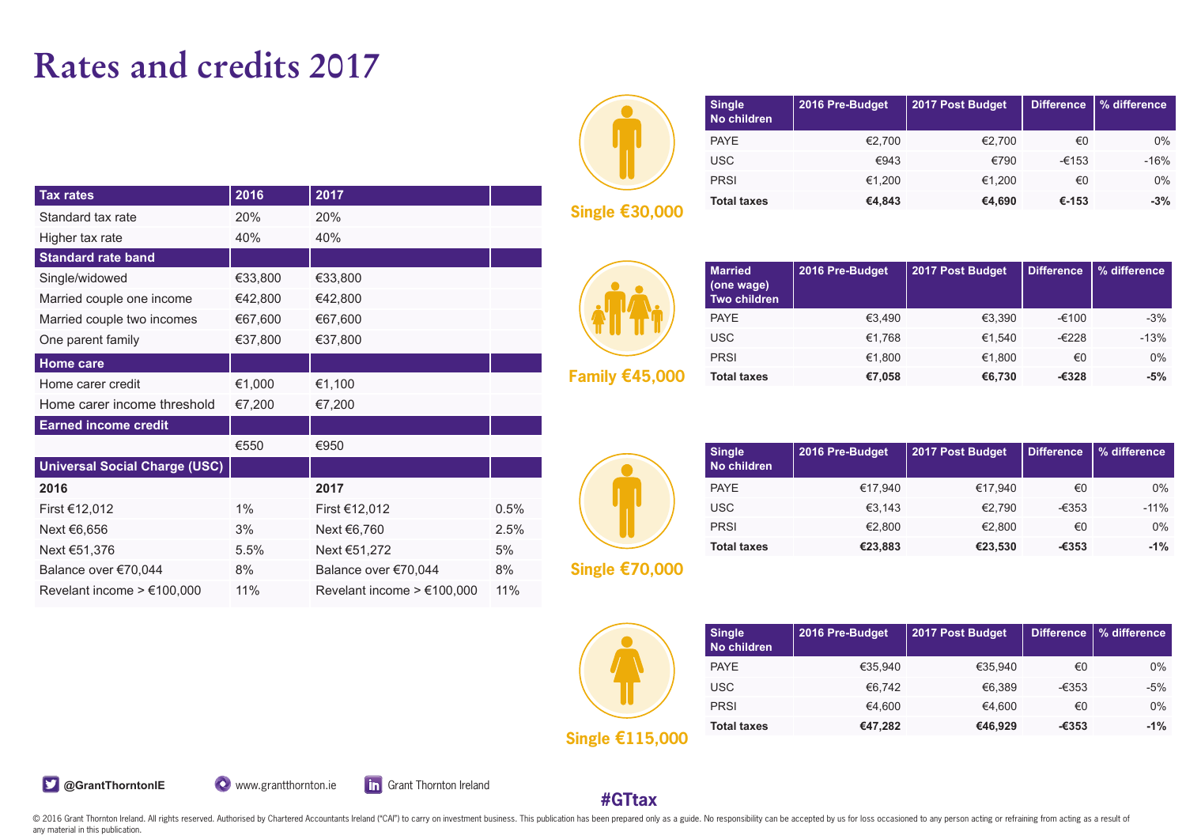# Rates and credits 2017

| Tax rates | 2016 | 2017 | |
|---|---|---|---|
| Standard tax rate | 20% | 20% | |
| Higher tax rate | 40% | 40% | |
| **Standard rate band** | | | |
| Single/widowed | €33,800 | €33,800 | |
| Married couple one income | €42,800 | €42,800 | |
| Married couple two incomes | €67,600 | €67,600 | |
| One parent family | €37,800 | €37,800 | |
| **Home care** | | | |
| Home carer credit | €1,000 | €1,100 | |
| Home carer income threshold | €7,200 | €7,200 | |
| **Earned income credit** | | | |
| | €550 | €950 | |
| **Universal Social Charge (USC)** | | | |
| **2016** | | **2017** | |
| First €12,012 | 1% | First €12,012 | 0.5% |
| Next €6,656 | 3% | Next €6,760 | 2.5% |
| Next €51,376 | 5.5% | Next €51,272 | 5% |
| Balance over €70,044 | 8% | Balance over €70,044 | 8% |
| Revelant income > €100,000 | 11% | Revelant income > €100,000 | 11% |

**Single €30,000**

| Single No children | 2016 Pre-Budget | 2017 Post Budget | Difference | % difference |
|---|---|---|---|---|
| PAYE | €2,700 | €2,700 | €0 | 0% |
| USC | €943 | €790 | -€153 | -16% |
| PRSI | €1,200 | €1,200 | €0 | 0% |
| **Total taxes** | **€4,843** | **€4,690** | **€-153** | **-3%** |

**Family €45,000**

| Married (one wage) Two children | 2016 Pre-Budget | 2017 Post Budget | Difference | % difference |
|---|---|---|---|---|
| PAYE | €3,490 | €3,390 | -€100 | -3% |
| USC | €1,768 | €1,540 | -€228 | -13% |
| PRSI | €1,800 | €1,800 | €0 | 0% |
| **Total taxes** | **€7,058** | **€6,730** | **-€328** | **-5%** |

**Single €70,000**

| Single No children | 2016 Pre-Budget | 2017 Post Budget | Difference | % difference |
|---|---|---|---|---|
| PAYE | €17,940 | €17,940 | €0 | 0% |
| USC | €3,143 | €2,790 | -€353 | -11% |
| PRSI | €2,800 | €2,800 | €0 | 0% |
| **Total taxes** | **€23,883** | **€23,530** | **-€353** | **-1%** |

**Single €115,000**

| Single No children | 2016 Pre-Budget | 2017 Post Budget | Difference | % difference |
|---|---|---|---|---|
| PAYE | €35,940 | €35,940 | €0 | 0% |
| USC | €6,742 | €6,389 | -€353 | -5% |
| PRSI | €4,600 | €4,600 | €0 | 0% |
| **Total taxes** | **€47,282** | **€46,929** | **-€353** | **-1%** |

@GrantThorntonIE   www.grantthornton.ie   Grant Thornton Ireland

**#GTtax**

© 2016 Grant Thornton Ireland. All rights reserved. Authorised by Chartered Accountants Ireland ("CAI") to carry on investment business. This publication has been prepared only as a guide. No responsibility can be accepted by us for loss occasioned to any person acting or refraining from acting as a result of any material in this publication.